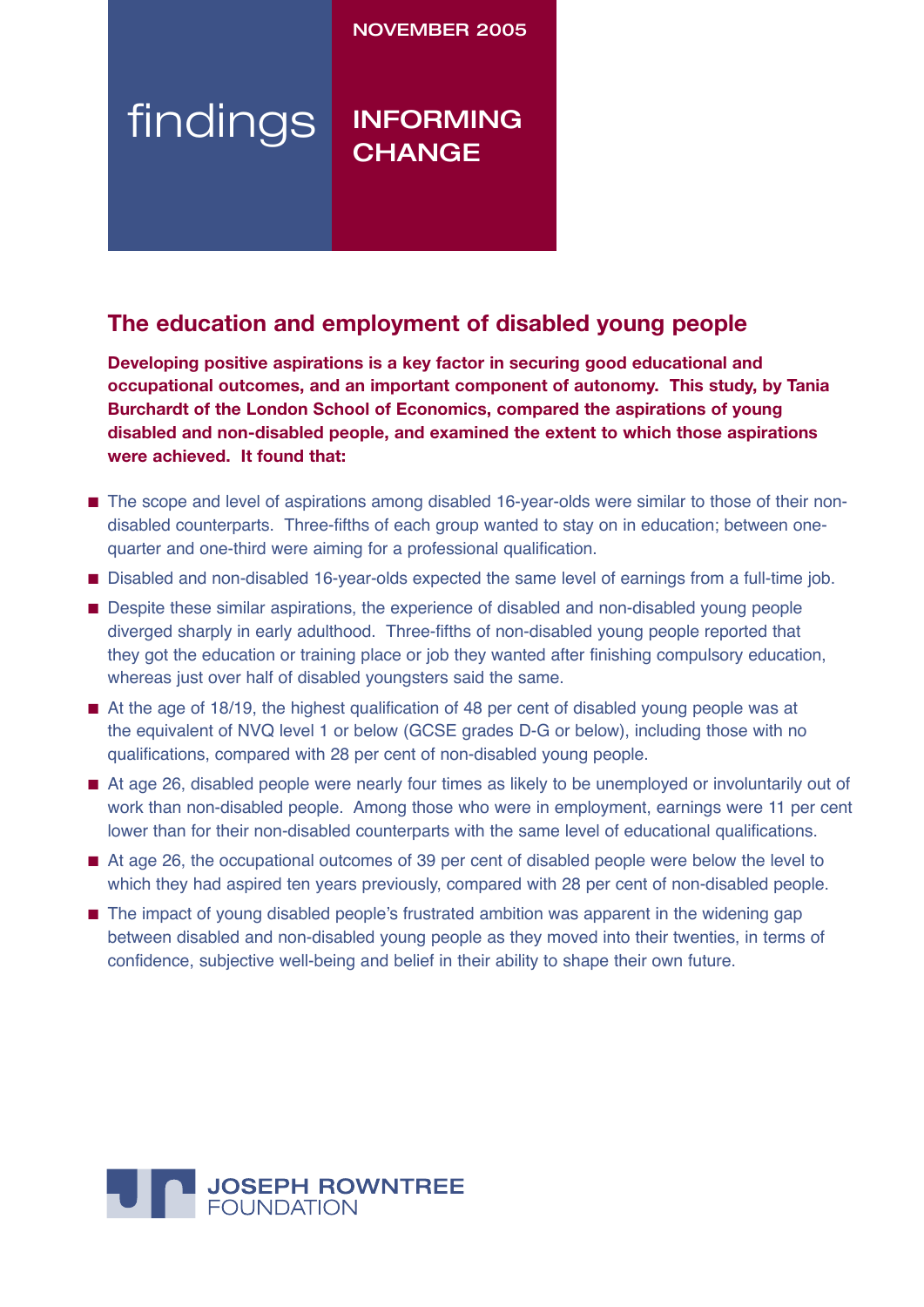NOVEMBER 2005

findings

INFORMING CHANGE

## The education and employment of disabled young people

**Developing positive aspirations is a key factor in securing good educational and occupational outcomes, and an important component of autonomy. This study, by Tania Burchardt of the London School of Economics, compared the aspirations of young disabled and non-disabled people, and examined the extent to which those aspirations were achieved. It found that:**

- The scope and level of aspirations among disabled 16-year-olds were similar to those of their non-disabled counterparts. Three-fifths of each group wanted to stay on in education; between one-quarter and one-third were aiming for a professional qualification.
- Disabled and non-disabled 16-year-olds expected the same level of earnings from a full-time job.
- Despite these similar aspirations, the experience of disabled and non-disabled young people diverged sharply in early adulthood. Three-fifths of non-disabled young people reported that they got the education or training place or job they wanted after finishing compulsory education, whereas just over half of disabled youngsters said the same.
- At the age of 18/19, the highest qualification of 48 per cent of disabled young people was at the equivalent of NVQ level 1 or below (GCSE grades D-G or below), including those with no qualifications, compared with 28 per cent of non-disabled young people.
- At age 26, disabled people were nearly four times as likely to be unemployed or involuntarily out of work than non-disabled people. Among those who were in employment, earnings were 11 per cent lower than for their non-disabled counterparts with the same level of educational qualifications.
- At age 26, the occupational outcomes of 39 per cent of disabled people were below the level to which they had aspired ten years previously, compared with 28 per cent of non-disabled people.
- The impact of young disabled people's frustrated ambition was apparent in the widening gap between disabled and non-disabled young people as they moved into their twenties, in terms of confidence, subjective well-being and belief in their ability to shape their own future.

JOSEPH ROWNTREE FOUNDATION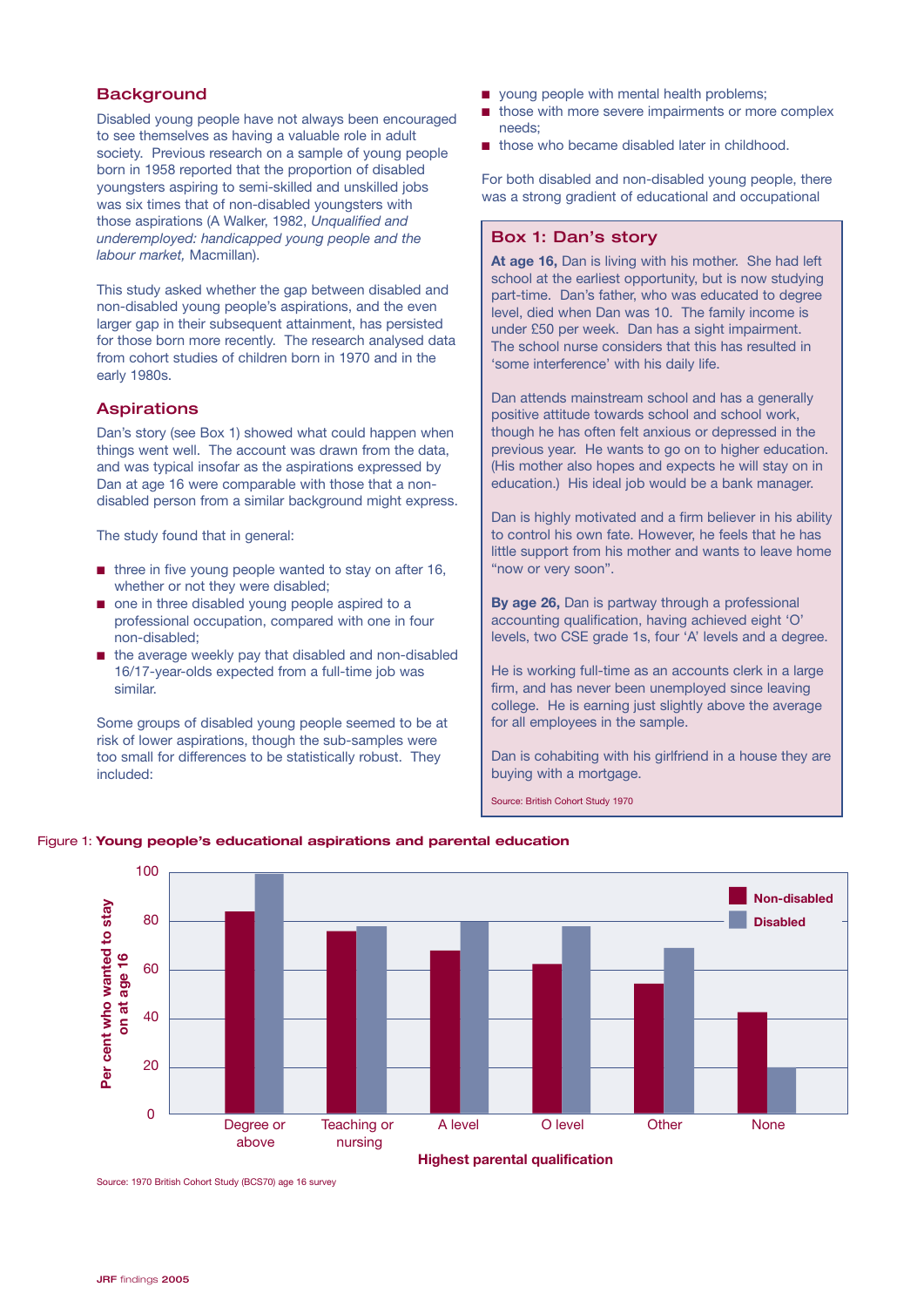## Background

Disabled young people have not always been encouraged to see themselves as having a valuable role in adult society. Previous research on a sample of young people born in 1958 reported that the proportion of disabled youngsters aspiring to semi-skilled and unskilled jobs was six times that of non-disabled youngsters with those aspirations (A Walker, 1982, *Unqualified and underemployed: handicapped young people and the labour market,* Macmillan).

This study asked whether the gap between disabled and non-disabled young people's aspirations, and the even larger gap in their subsequent attainment, has persisted for those born more recently. The research analysed data from cohort studies of children born in 1970 and in the early 1980s.

## Aspirations

Dan's story (see Box 1) showed what could happen when things went well. The account was drawn from the data, and was typical insofar as the aspirations expressed by Dan at age 16 were comparable with those that a non-disabled person from a similar background might express.

The study found that in general:

- three in five young people wanted to stay on after 16, whether or not they were disabled;
- one in three disabled young people aspired to a professional occupation, compared with one in four non-disabled;
- the average weekly pay that disabled and non-disabled 16/17-year-olds expected from a full-time job was similar.

Some groups of disabled young people seemed to be at risk of lower aspirations, though the sub-samples were too small for differences to be statistically robust. They included:

- young people with mental health problems;
- those with more severe impairments or more complex needs;
- those who became disabled later in childhood.

For both disabled and non-disabled young people, there was a strong gradient of educational and occupational

### Box 1: Dan's story

**At age 16,** Dan is living with his mother. She had left school at the earliest opportunity, but is now studying part-time. Dan's father, who was educated to degree level, died when Dan was 10. The family income is under £50 per week. Dan has a sight impairment. The school nurse considers that this has resulted in 'some interference' with his daily life.

Dan attends mainstream school and has a generally positive attitude towards school and school work, though he has often felt anxious or depressed in the previous year. He wants to go on to higher education. (His mother also hopes and expects he will stay on in education.) His ideal job would be a bank manager.

Dan is highly motivated and a firm believer in his ability to control his own fate. However, he feels that he has little support from his mother and wants to leave home "now or very soon".

**By age 26,** Dan is partway through a professional accounting qualification, having achieved eight 'O' levels, two CSE grade 1s, four 'A' levels and a degree.

He is working full-time as an accounts clerk in a large firm, and has never been unemployed since leaving college. He is earning just slightly above the average for all employees in the sample.

Dan is cohabiting with his girlfriend in a house they are buying with a mortgage.

Source: British Cohort Study 1970

Figure 1: **Young people's educational aspirations and parental education**

Per cent who wanted to stay on at age 16, by highest parental qualification (approximate values read from chart):

| Highest parental qualification | Non-disabled | Disabled |
|---|---|---|
| Degree or above | 84 | 99 |
| Teaching or nursing | 76 | 78 |
| A level | 68 | 80 |
| O level | 62 | 78 |
| Other | 54 | 69 |
| None | 42 | 19 |

Source: 1970 British Cohort Study (BCS70) age 16 survey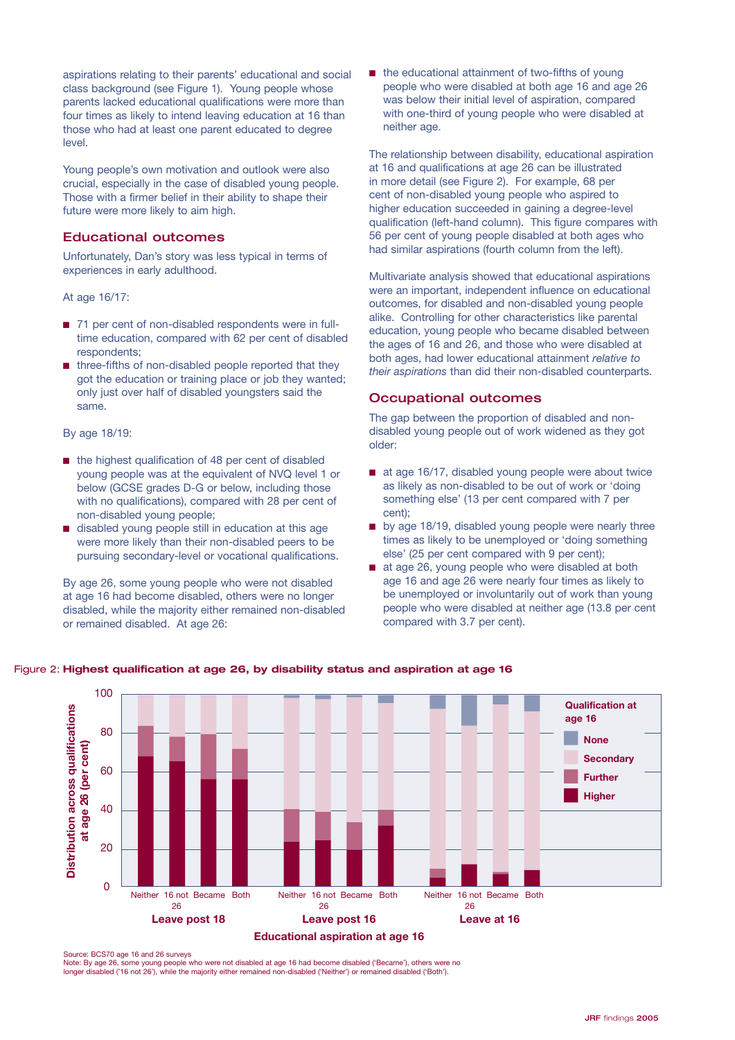aspirations relating to their parents' educational and social class background (see Figure 1). Young people whose parents lacked educational qualifications were more than four times as likely to intend leaving education at 16 than those who had at least one parent educated to degree level.

Young people's own motivation and outlook were also crucial, especially in the case of disabled young people. Those with a firmer belief in their ability to shape their future were more likely to aim high.

## Educational outcomes

Unfortunately, Dan's story was less typical in terms of experiences in early adulthood.

At age 16/17:

- 71 per cent of non-disabled respondents were in full-time education, compared with 62 per cent of disabled respondents;
- three-fifths of non-disabled people reported that they got the education or training place or job they wanted; only just over half of disabled youngsters said the same.

By age 18/19:

- the highest qualification of 48 per cent of disabled young people was at the equivalent of NVQ level 1 or below (GCSE grades D-G or below, including those with no qualifications), compared with 28 per cent of non-disabled young people;
- disabled young people still in education at this age were more likely than their non-disabled peers to be pursuing secondary-level or vocational qualifications.

By age 26, some young people who were not disabled at age 16 had become disabled, others were no longer disabled, while the majority either remained non-disabled or remained disabled. At age 26:

- the educational attainment of two-fifths of young people who were disabled at both age 16 and age 26 was below their initial level of aspiration, compared with one-third of young people who were disabled at neither age.

The relationship between disability, educational aspiration at 16 and qualifications at age 26 can be illustrated in more detail (see Figure 2). For example, 68 per cent of non-disabled young people who aspired to higher education succeeded in gaining a degree-level qualification (left-hand column). This figure compares with 56 per cent of young people disabled at both ages who had similar aspirations (fourth column from the left).

Multivariate analysis showed that educational aspirations were an important, independent influence on educational outcomes, for disabled and non-disabled young people alike. Controlling for other characteristics like parental education, young people who became disabled between the ages of 16 and 26, and those who were disabled at both ages, had lower educational attainment *relative to their aspirations* than did their non-disabled counterparts.

## Occupational outcomes

The gap between the proportion of disabled and non-disabled young people out of work widened as they got older:

- at age 16/17, disabled young people were about twice as likely as non-disabled to be out of work or 'doing something else' (13 per cent compared with 7 per cent);
- by age 18/19, disabled young people were nearly three times as likely to be unemployed or 'doing something else' (25 per cent compared with 9 per cent);
- at age 26, young people who were disabled at both age 16 and age 26 were nearly four times as likely to be unemployed or involuntarily out of work than young people who were disabled at neither age (13.8 per cent compared with 3.7 per cent).

Figure 2: **Highest qualification at age 26, by disability status and aspiration at age 16**

Source: BCS70 age 16 and 26 surveys
Note: By age 26, some young people who were not disabled at age 16 had become disabled ('Became'), others were no longer disabled ('16 not 26'), while the majority either remained non-disabled ('Neither') or remained disabled ('Both').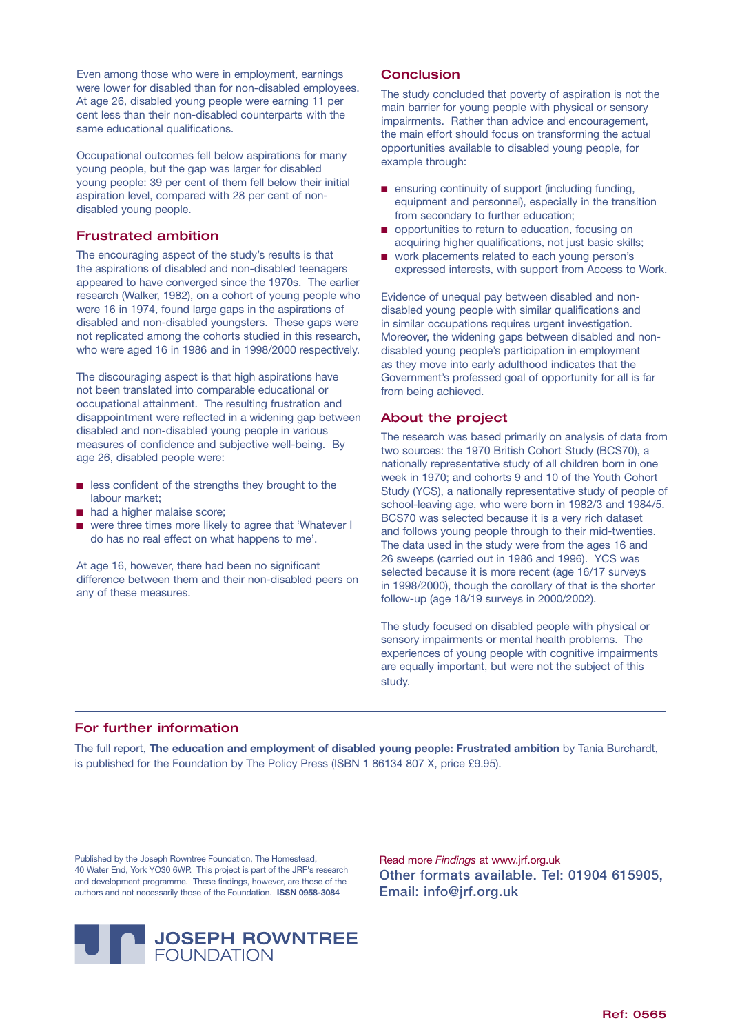Even among those who were in employment, earnings were lower for disabled than for non-disabled employees. At age 26, disabled young people were earning 11 per cent less than their non-disabled counterparts with the same educational qualifications.

Occupational outcomes fell below aspirations for many young people, but the gap was larger for disabled young people: 39 per cent of them fell below their initial aspiration level, compared with 28 per cent of non-disabled young people.

## Frustrated ambition

The encouraging aspect of the study's results is that the aspirations of disabled and non-disabled teenagers appeared to have converged since the 1970s. The earlier research (Walker, 1982), on a cohort of young people who were 16 in 1974, found large gaps in the aspirations of disabled and non-disabled youngsters. These gaps were not replicated among the cohorts studied in this research, who were aged 16 in 1986 and in 1998/2000 respectively.

The discouraging aspect is that high aspirations have not been translated into comparable educational or occupational attainment. The resulting frustration and disappointment were reflected in a widening gap between disabled and non-disabled young people in various measures of confidence and subjective well-being. By age 26, disabled people were:

- less confident of the strengths they brought to the labour market;
- had a higher malaise score;
- were three times more likely to agree that 'Whatever I do has no real effect on what happens to me'.

At age 16, however, there had been no significant difference between them and their non-disabled peers on any of these measures.

## Conclusion

The study concluded that poverty of aspiration is not the main barrier for young people with physical or sensory impairments. Rather than advice and encouragement, the main effort should focus on transforming the actual opportunities available to disabled young people, for example through:

- ensuring continuity of support (including funding, equipment and personnel), especially in the transition from secondary to further education;
- opportunities to return to education, focusing on acquiring higher qualifications, not just basic skills;
- work placements related to each young person's expressed interests, with support from Access to Work.

Evidence of unequal pay between disabled and non-disabled young people with similar qualifications and in similar occupations requires urgent investigation. Moreover, the widening gaps between disabled and non-disabled young people's participation in employment as they move into early adulthood indicates that the Government's professed goal of opportunity for all is far from being achieved.

## About the project

The research was based primarily on analysis of data from two sources: the 1970 British Cohort Study (BCS70), a nationally representative study of all children born in one week in 1970; and cohorts 9 and 10 of the Youth Cohort Study (YCS), a nationally representative study of people of school-leaving age, who were born in 1982/3 and 1984/5. BCS70 was selected because it is a very rich dataset and follows young people through to their mid-twenties. The data used in the study were from the ages 16 and 26 sweeps (carried out in 1986 and 1996). YCS was selected because it is more recent (age 16/17 surveys in 1998/2000), though the corollary of that is the shorter follow-up (age 18/19 surveys in 2000/2002).

The study focused on disabled people with physical or sensory impairments or mental health problems. The experiences of young people with cognitive impairments are equally important, but were not the subject of this study.

## For further information

The full report, **The education and employment of disabled young people: Frustrated ambition** by Tania Burchardt, is published for the Foundation by The Policy Press (ISBN 1 86134 807 X, price £9.95).

Published by the Joseph Rowntree Foundation, The Homestead, 40 Water End, York YO30 6WP. This project is part of the JRF's research and development programme. These findings, however, are those of the authors and not necessarily those of the Foundation. **ISSN 0958-3084**

Read more *Findings* at www.jrf.org.uk
Other formats available. Tel: 01904 615905, Email: info@jrf.org.uk

JOSEPH ROWNTREE FOUNDATION

Ref: 0565